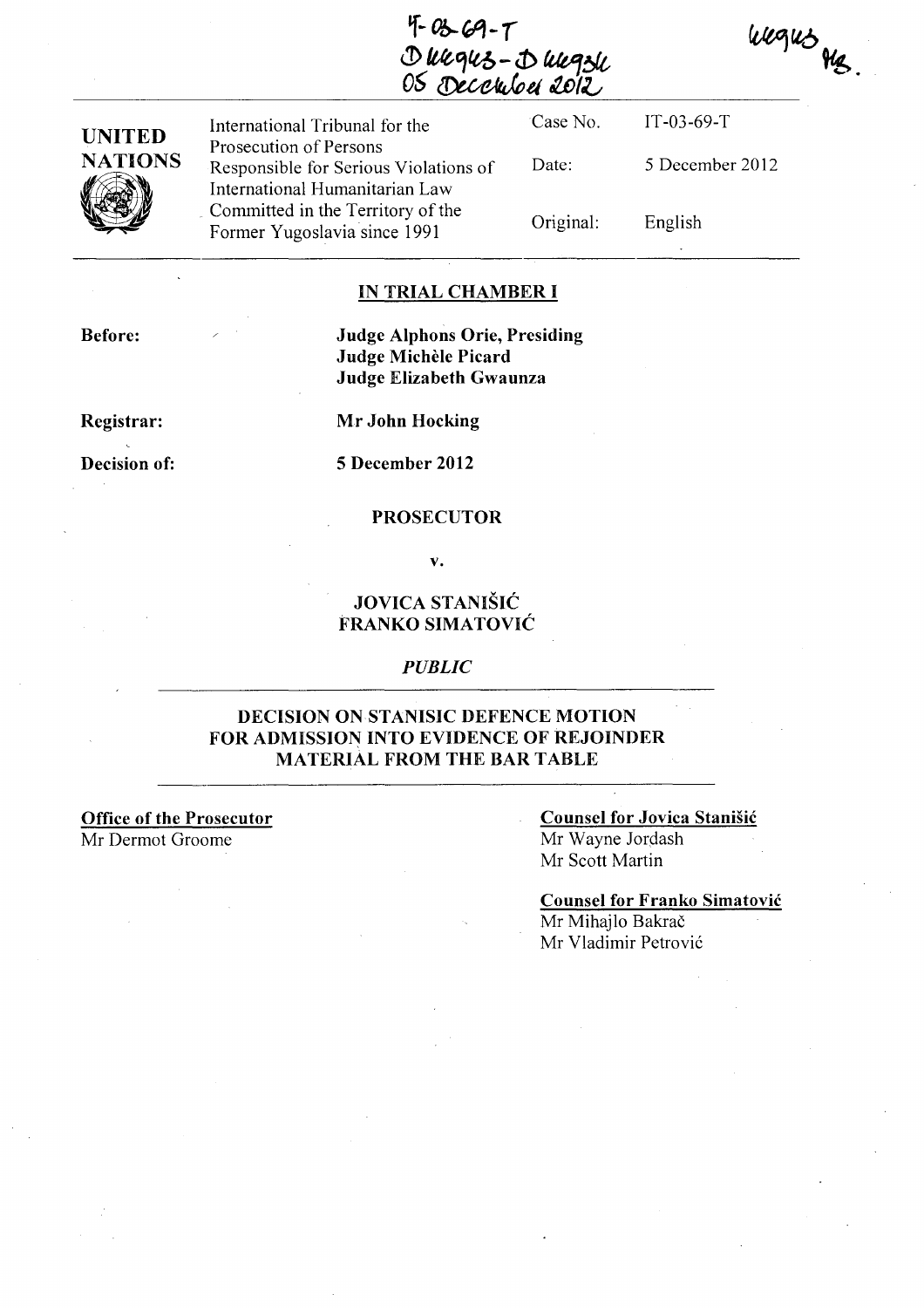IT-03-69-T
D46945 - D46936
05 December 2012

46945 TR.

| UNITED NATIONS | International Tribunal for the Prosecution of Persons Responsible for Serious Violations of International Humanitarian Law Committed in the Territory of the Former Yugoslavia since 1991 | Case No. | IT-03-69-T |
|---|---|---|---|
| | | Date: | 5 December 2012 |
| | | Original: | English |

## IN TRIAL CHAMBER I

**Before:** **Judge Alphons Orie, Presiding**
**Judge Michèle Picard**
**Judge Elizabeth Gwaunza**

**Registrar:** **Mr John Hocking**

**Decision of:** **5 December 2012**

**PROSECUTOR**

**v.**

**JOVICA STANIŠIĆ**
**FRANKO SIMATOVIĆ**

*PUBLIC*

## DECISION ON STANISIC DEFENCE MOTION FOR ADMISSION INTO EVIDENCE OF REJOINDER MATERIAL FROM THE BAR TABLE

**Office of the Prosecutor**
Mr Dermot Groome

**Counsel for Jovica Stanišić**
Mr Wayne Jordash
Mr Scott Martin

**Counsel for Franko Simatović**
Mr Mihajlo Bakrač
Mr Vladimir Petrović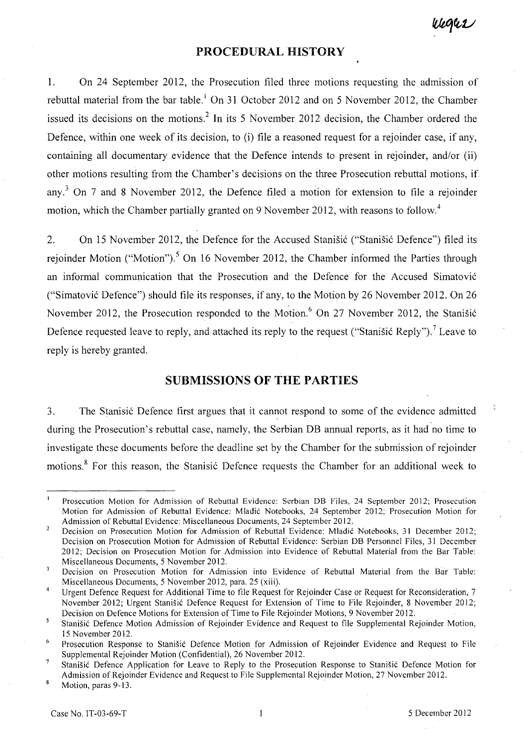## PROCEDURAL HISTORY

1. On 24 September 2012, the Prosecution filed three motions requesting the admission of rebuttal material from the bar table.[1] On 31 October 2012 and on 5 November 2012, the Chamber issued its decisions on the motions.[2] In its 5 November 2012 decision, the Chamber ordered the Defence, within one week of its decision, to (i) file a reasoned request for a rejoinder case, if any, containing all documentary evidence that the Defence intends to present in rejoinder, and/or (ii) other motions resulting from the Chamber's decisions on the three Prosecution rebuttal motions, if any.[3] On 7 and 8 November 2012, the Defence filed a motion for extension to file a rejoinder motion, which the Chamber partially granted on 9 November 2012, with reasons to follow.[4]

2. On 15 November 2012, the Defence for the Accused Stanišić ("Stanišić Defence") filed its rejoinder Motion ("Motion").[5] On 16 November 2012, the Chamber informed the Parties through an informal communication that the Prosecution and the Defence for the Accused Simatović ("Simatović Defence") should file its responses, if any, to the Motion by 26 November 2012. On 26 November 2012, the Prosecution responded to the Motion.[6] On 27 November 2012, the Stanišić Defence requested leave to reply, and attached its reply to the request ("Stanišić Reply").[7] Leave to reply is hereby granted.

## SUBMISSIONS OF THE PARTIES

3. The Stanisić Defence first argues that it cannot respond to some of the evidence admitted during the Prosecution's rebuttal case, namely, the Serbian DB annual reports, as it had no time to investigate these documents before the deadline set by the Chamber for the submission of rejoinder motions.[8] For this reason, the Stanisić Defence requests the Chamber for an additional week to

---

[1] Prosecution Motion for Admission of Rebuttal Evidence: Serbian DB Files, 24 September 2012; Prosecution Motion for Admission of Rebuttal Evidence: Mladić Notebooks, 24 September 2012; Prosecution Motion for Admission of Rebuttal Evidence: Miscellaneous Documents, 24 September 2012.

[2] Decision on Prosecution Motion for Admission of Rebuttal Evidence: Mladić Notebooks, 31 December 2012; Decision on Prosecution Motion for Admission of Rebuttal Evidence: Serbian DB Personnel Files, 31 December 2012; Decision on Prosecution Motion for Admission into Evidence of Rebuttal Material from the Bar Table: Miscellaneous Documents, 5 November 2012.

[3] Decision on Prosecution Motion for Admission into Evidence of Rebuttal Material from the Bar Table: Miscellaneous Documents, 5 November 2012, para. 25 (xiii).

[4] Urgent Defence Request for Additional Time to file Request for Rejoinder Case or Request for Reconsideration, 7 November 2012; Urgent Stanišić Defence Request for Extension of Time to File Rejoinder, 8 November 2012; Decision on Defence Motions for Extension of Time to File Rejoinder Motions, 9 November 2012.

[5] Stanišić Defence Motion Admission of Rejoinder Evidence and Request to file Supplemental Rejoinder Motion, 15 November 2012.

[6] Prosecution Response to Stanišić Defence Motion for Admission of Rejoinder Evidence and Request to File Supplemental Rejoinder Motion (Confidential), 26 November 2012.

[7] Stanišić Defence Application for Leave to Reply to the Prosecution Response to Stanišić Defence Motion for Admission of Rejoinder Evidence and Request to File Supplemental Rejoinder Motion, 27 November 2012.

[8] Motion, paras 9-13.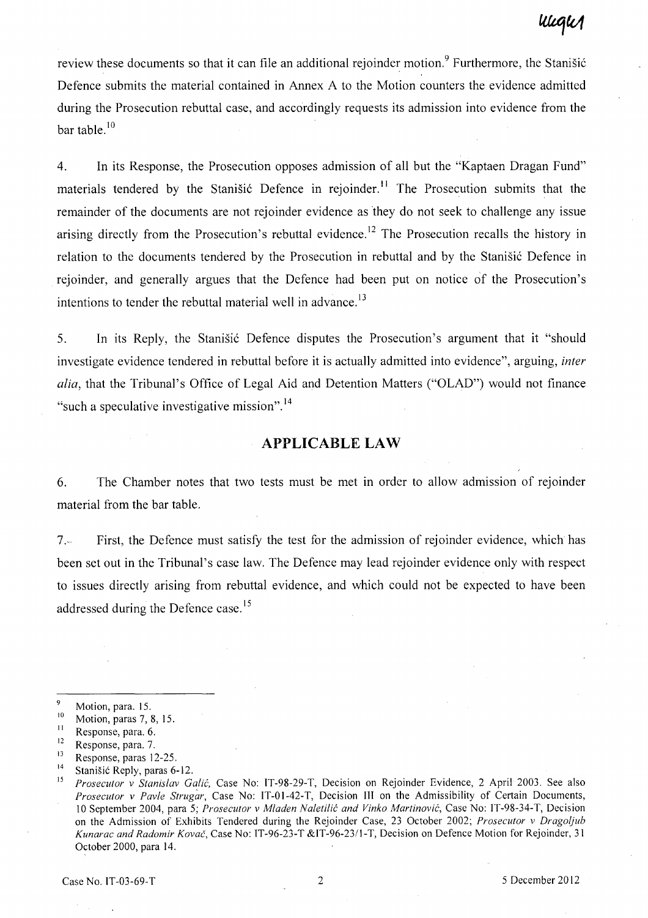review these documents so that it can file an additional rejoinder motion.[9] Furthermore, the Stanišić Defence submits the material contained in Annex A to the Motion counters the evidence admitted during the Prosecution rebuttal case, and accordingly requests its admission into evidence from the bar table.[10]

4. In its Response, the Prosecution opposes admission of all but the "Kaptaen Dragan Fund" materials tendered by the Stanišić Defence in rejoinder.[11] The Prosecution submits that the remainder of the documents are not rejoinder evidence as they do not seek to challenge any issue arising directly from the Prosecution's rebuttal evidence.[12] The Prosecution recalls the history in relation to the documents tendered by the Prosecution in rebuttal and by the Stanišić Defence in rejoinder, and generally argues that the Defence had been put on notice of the Prosecution's intentions to tender the rebuttal material well in advance.[13]

5. In its Reply, the Stanišić Defence disputes the Prosecution's argument that it "should investigate evidence tendered in rebuttal before it is actually admitted into evidence", arguing, *inter alia*, that the Tribunal's Office of Legal Aid and Detention Matters ("OLAD") would not finance "such a speculative investigative mission".[14]

## APPLICABLE LAW

6. The Chamber notes that two tests must be met in order to allow admission of rejoinder material from the bar table.

7. First, the Defence must satisfy the test for the admission of rejoinder evidence, which has been set out in the Tribunal's case law. The Defence may lead rejoinder evidence only with respect to issues directly arising from rebuttal evidence, and which could not be expected to have been addressed during the Defence case.[15]

---

[9] Motion, para. 15.

[10] Motion, paras 7, 8, 15.

[11] Response, para. 6.

[12] Response, para. 7.

[13] Response, paras 12-25.

[14] Stanišić Reply, paras 6-12.

[15] *Prosecutor v Stanislav Galić*, Case No: IT-98-29-T, Decision on Rejoinder Evidence, 2 April 2003. See also *Prosecutor v Pavle Strugar*, Case No: IT-01-42-T, Decision III on the Admissibility of Certain Documents, 10 September 2004, para 5; *Prosecutor v Mladen Naletilić and Vinko Martinović*, Case No: IT-98-34-T, Decision on the Admission of Exhibits Tendered during the Rejoinder Case, 23 October 2002; *Prosecutor v Dragoljub Kunarac and Radomir Kovač*, Case No: IT-96-23-T &IT-96-23/1-T, Decision on Defence Motion for Rejoinder, 31 October 2000, para 14.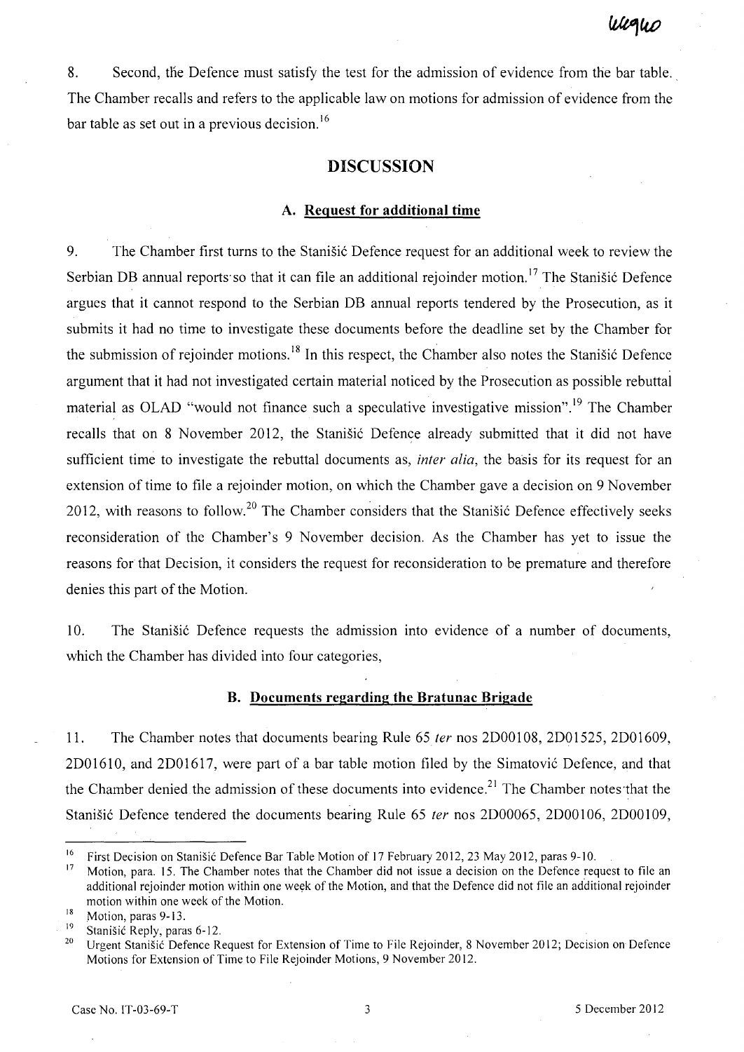8. Second, the Defence must satisfy the test for the admission of evidence from the bar table. The Chamber recalls and refers to the applicable law on motions for admission of evidence from the bar table as set out in a previous decision.[16]

## DISCUSSION

### A. Request for additional time

9. The Chamber first turns to the Stanišić Defence request for an additional week to review the Serbian DB annual reports so that it can file an additional rejoinder motion.[17] The Stanišić Defence argues that it cannot respond to the Serbian DB annual reports tendered by the Prosecution, as it submits it had no time to investigate these documents before the deadline set by the Chamber for the submission of rejoinder motions.[18] In this respect, the Chamber also notes the Stanišić Defence argument that it had not investigated certain material noticed by the Prosecution as possible rebuttal material as OLAD "would not finance such a speculative investigative mission".[19] The Chamber recalls that on 8 November 2012, the Stanišić Defence already submitted that it did not have sufficient time to investigate the rebuttal documents as, *inter alia*, the basis for its request for an extension of time to file a rejoinder motion, on which the Chamber gave a decision on 9 November 2012, with reasons to follow.[20] The Chamber considers that the Stanišić Defence effectively seeks reconsideration of the Chamber's 9 November decision. As the Chamber has yet to issue the reasons for that Decision, it considers the request for reconsideration to be premature and therefore denies this part of the Motion.

10. The Stanišić Defence requests the admission into evidence of a number of documents, which the Chamber has divided into four categories,

### B. Documents regarding the Bratunac Brigade

11. The Chamber notes that documents bearing Rule 65 *ter* nos 2D00108, 2D01525, 2D01609, 2D01610, and 2D01617, were part of a bar table motion filed by the Simatović Defence, and that the Chamber denied the admission of these documents into evidence.[21] The Chamber notes that the Stanišić Defence tendered the documents bearing Rule 65 *ter* nos 2D00065, 2D00106, 2D00109,

---

[16] First Decision on Stanišić Defence Bar Table Motion of 17 February 2012, 23 May 2012, paras 9-10.

[17] Motion, para. 15. The Chamber notes that the Chamber did not issue a decision on the Defence request to file an additional rejoinder motion within one week of the Motion, and that the Defence did not file an additional rejoinder motion within one week of the Motion.

[18] Motion, paras 9-13.

[19] Stanišić Reply, paras 6-12.

[20] Urgent Stanišić Defence Request for Extension of Time to File Rejoinder, 8 November 2012; Decision on Defence Motions for Extension of Time to File Rejoinder Motions, 9 November 2012.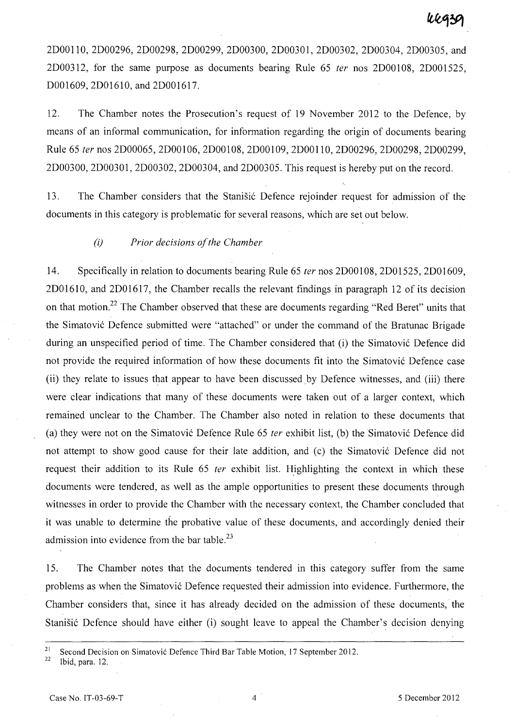2D00110, 2D00296, 2D00298, 2D00299, 2D00300, 2D00301, 2D00302, 2D00304, 2D00305, and 2D00312, for the same purpose as documents bearing Rule 65 *ter* nos 2D00108, 2D001525, D001609, 2D01610, and 2D001617.

12. The Chamber notes the Prosecution's request of 19 November 2012 to the Defence, by means of an informal communication, for information regarding the origin of documents bearing Rule 65 *ter* nos 2D00065, 2D00106, 2D00108, 2D00109, 2D00110, 2D00296, 2D00298, 2D00299, 2D00300, 2D00301, 2D00302, 2D00304, and 2D00305. This request is hereby put on the record.

13. The Chamber considers that the Stanišić Defence rejoinder request for admission of the documents in this category is problematic for several reasons, which are set out below.

*(i) Prior decisions of the Chamber*

14. Specifically in relation to documents bearing Rule 65 *ter* nos 2D00108, 2D01525, 2D01609, 2D01610, and 2D01617, the Chamber recalls the relevant findings in paragraph 12 of its decision on that motion.[22] The Chamber observed that these are documents regarding "Red Beret" units that the Simatović Defence submitted were "attached" or under the command of the Bratunac Brigade during an unspecified period of time. The Chamber considered that (i) the Simatović Defence did not provide the required information of how these documents fit into the Simatović Defence case (ii) they relate to issues that appear to have been discussed by Defence witnesses, and (iii) there were clear indications that many of these documents were taken out of a larger context, which remained unclear to the Chamber. The Chamber also noted in relation to these documents that (a) they were not on the Simatović Defence Rule 65 *ter* exhibit list, (b) the Simatović Defence did not attempt to show good cause for their late addition, and (c) the Simatović Defence did not request their addition to its Rule 65 *ter* exhibit list. Highlighting the context in which these documents were tendered, as well as the ample opportunities to present these documents through witnesses in order to provide the Chamber with the necessary context, the Chamber concluded that it was unable to determine the probative value of these documents, and accordingly denied their admission into evidence from the bar table.[23]

15. The Chamber notes that the documents tendered in this category suffer from the same problems as when the Simatović Defence requested their admission into evidence. Furthermore, the Chamber considers that, since it has already decided on the admission of these documents, the Stanišić Defence should have either (i) sought leave to appeal the Chamber's decision denying

---

[21] Second Decision on Simatović Defence Third Bar Table Motion, 17 September 2012.

[22] Ibid, para. 12.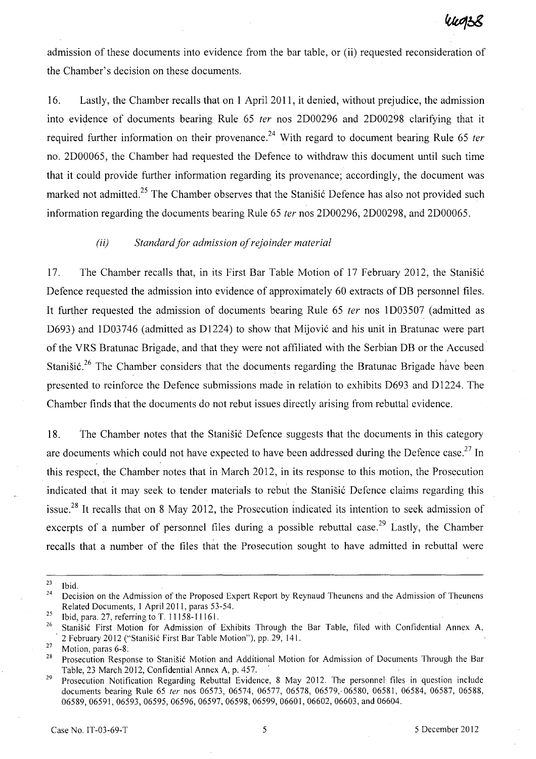admission of these documents into evidence from the bar table, or (ii) requested reconsideration of the Chamber's decision on these documents.

16. Lastly, the Chamber recalls that on 1 April 2011, it denied, without prejudice, the admission into evidence of documents bearing Rule 65 *ter* nos 2D00296 and 2D00298 clarifying that it required further information on their provenance.[24] With regard to document bearing Rule 65 *ter* no. 2D00065, the Chamber had requested the Defence to withdraw this document until such time that it could provide further information regarding its provenance; accordingly, the document was marked not admitted.[25] The Chamber observes that the Stanišić Defence has also not provided such information regarding the documents bearing Rule 65 *ter* nos 2D00296, 2D00298, and 2D00065.

### *(ii) Standard for admission of rejoinder material*

17. The Chamber recalls that, in its First Bar Table Motion of 17 February 2012, the Stanišić Defence requested the admission into evidence of approximately 60 extracts of DB personnel files. It further requested the admission of documents bearing Rule 65 *ter* nos 1D03507 (admitted as D693) and 1D03746 (admitted as D1224) to show that Mijović and his unit in Bratunac were part of the VRS Bratunac Brigade, and that they were not affiliated with the Serbian DB or the Accused Stanišić.[26] The Chamber considers that the documents regarding the Bratunac Brigade have been presented to reinforce the Defence submissions made in relation to exhibits D693 and D1224. The Chamber finds that the documents do not rebut issues directly arising from rebuttal evidence.

18. The Chamber notes that the Stanišić Defence suggests that the documents in this category are documents which could not have expected to have been addressed during the Defence case.[27] In this respect, the Chamber notes that in March 2012, in its response to this motion, the Prosecution indicated that it may seek to tender materials to rebut the Stanišić Defence claims regarding this issue.[28] It recalls that on 8 May 2012, the Prosecution indicated its intention to seek admission of excerpts of a number of personnel files during a possible rebuttal case.[29] Lastly, the Chamber recalls that a number of the files that the Prosecution sought to have admitted in rebuttal were

---

[23] Ibid.

[24] Decision on the Admission of the Proposed Expert Report by Reynaud Theunens and the Admission of Theunens Related Documents, 1 April 2011, paras 53-54.

[25] Ibid, para. 27, referring to T. 11158-11161.

[26] Stanišić First Motion for Admission of Exhibits Through the Bar Table, filed with Confidential Annex A, 2 February 2012 ("Stanišić First Bar Table Motion"), pp. 29, 141.

[27] Motion, paras 6-8.

[28] Prosecution Response to Stanišić Motion and Additional Motion for Admission of Documents Through the Bar Table, 23 March 2012, Confidential Annex A, p. 457.

[29] Prosecution Notification Regarding Rebuttal Evidence, 8 May 2012. The personnel files in question include documents bearing Rule 65 *ter* nos 06573, 06574, 06577, 06578, 06579, 06580, 06581, 06584, 06587, 06588, 06589, 06591, 06593, 06595, 06596, 06597, 06598, 06599, 06601, 06602, 06603, and 06604.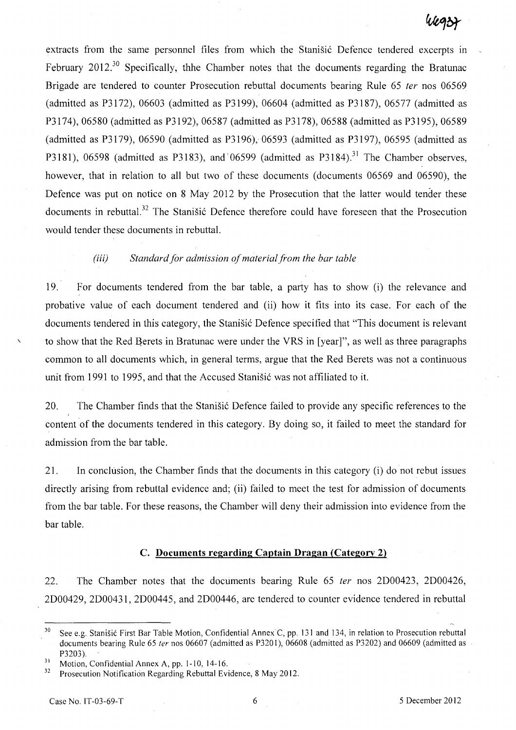extracts from the same personnel files from which the Stanišić Defence tendered excerpts in February 2012.[30] Specifically, thhe Chamber notes that the documents regarding the Bratunac Brigade are tendered to counter Prosecution rebuttal documents bearing Rule 65 *ter* nos 06569 (admitted as P3172), 06603 (admitted as P3199), 06604 (admitted as P3187), 06577 (admitted as P3174), 06580 (admitted as P3192), 06587 (admitted as P3178), 06588 (admitted as P3195), 06589 (admitted as P3179), 06590 (admitted as P3196), 06593 (admitted as P3197), 06595 (admitted as P3181), 06598 (admitted as P3183), and 06599 (admitted as P3184).[31] The Chamber observes, however, that in relation to all but two of these documents (documents 06569 and 06590), the Defence was put on notice on 8 May 2012 by the Prosecution that the latter would tender these documents in rebuttal.[32] The Stanišić Defence therefore could have foreseen that the Prosecution would tender these documents in rebuttal.

#### *(iii) Standard for admission of material from the bar table*

19. For documents tendered from the bar table, a party has to show (i) the relevance and probative value of each document tendered and (ii) how it fits into its case. For each of the documents tendered in this category, the Stanišić Defence specified that "This document is relevant to show that the Red Berets in Bratunac were under the VRS in [year]", as well as three paragraphs common to all documents which, in general terms, argue that the Red Berets was not a continuous unit from 1991 to 1995, and that the Accused Stanišić was not affiliated to it.

20. The Chamber finds that the Stanišić Defence failed to provide any specific references to the content of the documents tendered in this category. By doing so, it failed to meet the standard for admission from the bar table.

21. In conclusion, the Chamber finds that the documents in this category (i) do not rebut issues directly arising from rebuttal evidence and; (ii) failed to meet the test for admission of documents from the bar table. For these reasons, the Chamber will deny their admission into evidence from the bar table.

### C. Documents regarding Captain Dragan (Category 2)

22. The Chamber notes that the documents bearing Rule 65 *ter* nos 2D00423, 2D00426, 2D00429, 2D00431, 2D00445, and 2D00446, are tendered to counter evidence tendered in rebuttal

---

[30] See e.g. Stanišić First Bar Table Motion, Confidential Annex C, pp. 131 and 134, in relation to Prosecution rebuttal documents bearing Rule 65 *ter* nos 06607 (admitted as P3201), 06608 (admitted as P3202) and 06609 (admitted as P3203).

[31] Motion, Confidential Annex A, pp. 1-10, 14-16.

[32] Prosecution Notification Regarding Rebuttal Evidence, 8 May 2012.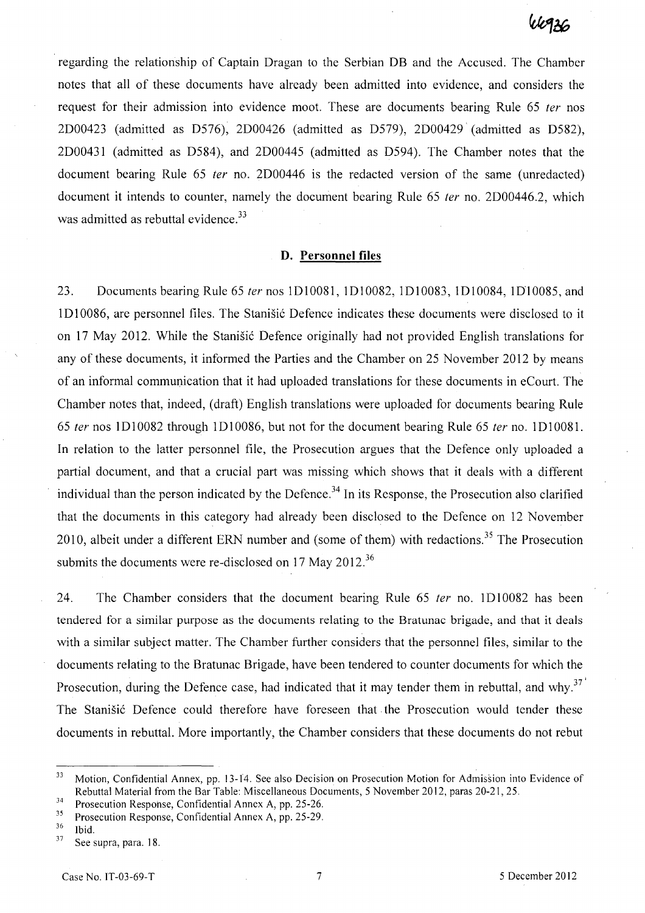regarding the relationship of Captain Dragan to the Serbian DB and the Accused. The Chamber notes that all of these documents have already been admitted into evidence, and considers the request for their admission into evidence moot. These are documents bearing Rule 65 *ter* nos 2D00423 (admitted as D576), 2D00426 (admitted as D579), 2D00429 (admitted as D582), 2D00431 (admitted as D584), and 2D00445 (admitted as D594). The Chamber notes that the document bearing Rule 65 *ter* no. 2D00446 is the redacted version of the same (unredacted) document it intends to counter, namely the document bearing Rule 65 *ter* no. 2D00446.2, which was admitted as rebuttal evidence.[33]

### D. Personnel files

23. Documents bearing Rule 65 *ter* nos 1D10081, 1D10082, 1D10083, 1D10084, 1D10085, and 1D10086, are personnel files. The Stanišić Defence indicates these documents were disclosed to it on 17 May 2012. While the Stanišić Defence originally had not provided English translations for any of these documents, it informed the Parties and the Chamber on 25 November 2012 by means of an informal communication that it had uploaded translations for these documents in eCourt. The Chamber notes that, indeed, (draft) English translations were uploaded for documents bearing Rule 65 *ter* nos 1D10082 through 1D10086, but not for the document bearing Rule 65 *ter* no. 1D10081. In relation to the latter personnel file, the Prosecution argues that the Defence only uploaded a partial document, and that a crucial part was missing which shows that it deals with a different individual than the person indicated by the Defence.[34] In its Response, the Prosecution also clarified that the documents in this category had already been disclosed to the Defence on 12 November 2010, albeit under a different ERN number and (some of them) with redactions.[35] The Prosecution submits the documents were re-disclosed on 17 May 2012.[36]

24. The Chamber considers that the document bearing Rule 65 *ter* no. 1D10082 has been tendered for a similar purpose as the documents relating to the Bratunac brigade, and that it deals with a similar subject matter. The Chamber further considers that the personnel files, similar to the documents relating to the Bratunac Brigade, have been tendered to counter documents for which the Prosecution, during the Defence case, had indicated that it may tender them in rebuttal, and why.[37] The Stanišić Defence could therefore have foreseen that the Prosecution would tender these documents in rebuttal. More importantly, the Chamber considers that these documents do not rebut

---

[33] Motion, Confidential Annex, pp. 13-14. See also Decision on Prosecution Motion for Admission into Evidence of Rebuttal Material from the Bar Table: Miscellaneous Documents, 5 November 2012, paras 20-21, 25.

[34] Prosecution Response, Confidential Annex A, pp. 25-26.

[35] Prosecution Response, Confidential Annex A, pp. 25-29.

[36] Ibid.

[37] See supra, para. 18.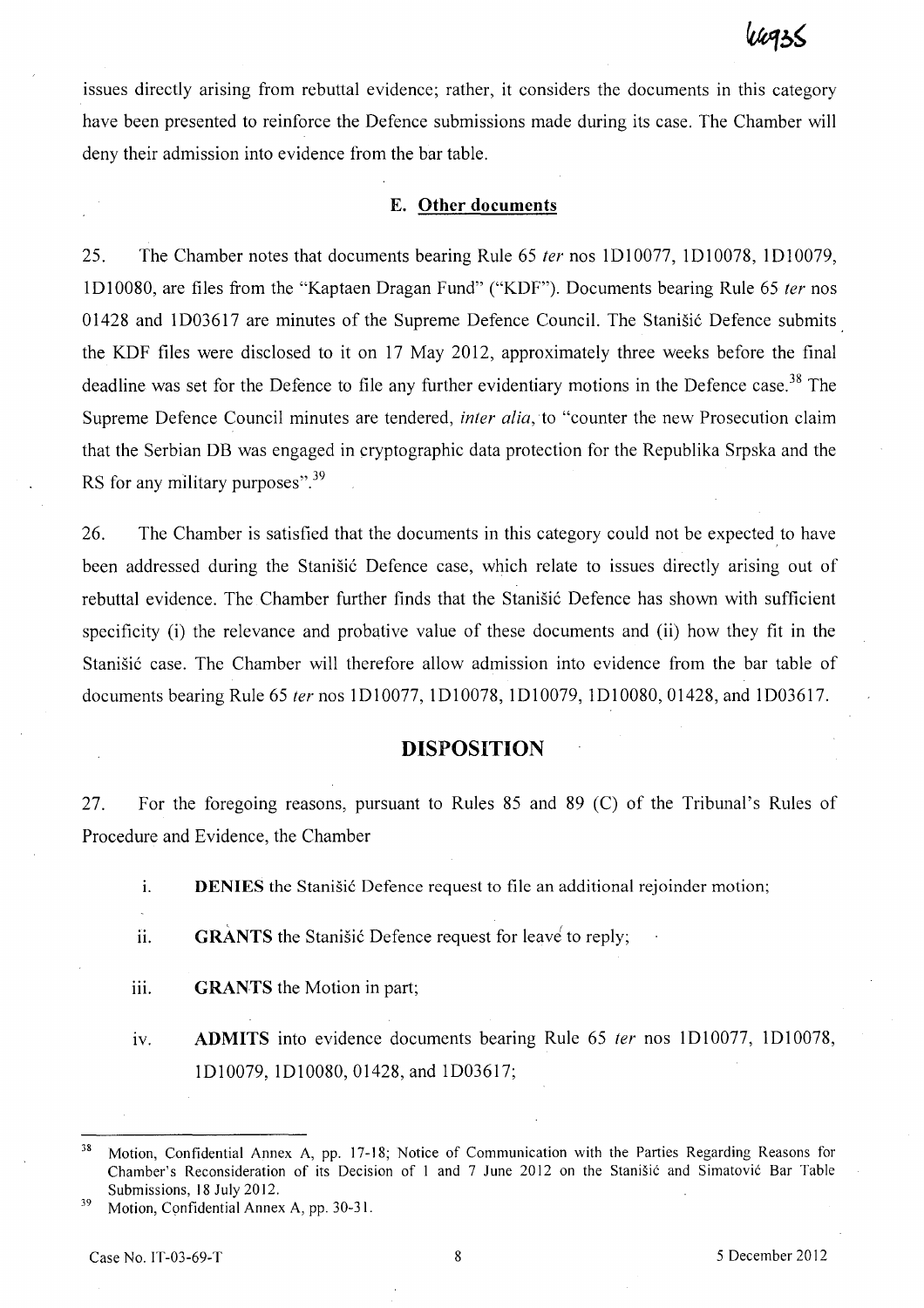issues directly arising from rebuttal evidence; rather, it considers the documents in this category have been presented to reinforce the Defence submissions made during its case. The Chamber will deny their admission into evidence from the bar table.

### E. Other documents

25. The Chamber notes that documents bearing Rule 65 *ter* nos 1D10077, 1D10078, 1D10079, 1D10080, are files from the "Kaptaen Dragan Fund" ("KDF"). Documents bearing Rule 65 *ter* nos 01428 and 1D03617 are minutes of the Supreme Defence Council. The Stanišić Defence submits the KDF files were disclosed to it on 17 May 2012, approximately three weeks before the final deadline was set for the Defence to file any further evidentiary motions in the Defence case.[38] The Supreme Defence Council minutes are tendered, *inter alia*, to "counter the new Prosecution claim that the Serbian DB was engaged in cryptographic data protection for the Republika Srpska and the RS for any military purposes".[39]

26. The Chamber is satisfied that the documents in this category could not be expected to have been addressed during the Stanišić Defence case, which relate to issues directly arising out of rebuttal evidence. The Chamber further finds that the Stanišić Defence has shown with sufficient specificity (i) the relevance and probative value of these documents and (ii) how they fit in the Stanišić case. The Chamber will therefore allow admission into evidence from the bar table of documents bearing Rule 65 *ter* nos 1D10077, 1D10078, 1D10079, 1D10080, 01428, and 1D03617.

## DISPOSITION

27. For the foregoing reasons, pursuant to Rules 85 and 89 (C) of the Tribunal's Rules of Procedure and Evidence, the Chamber

i. **DENIES** the Stanišić Defence request to file an additional rejoinder motion;

ii. **GRANTS** the Stanišić Defence request for leave to reply;

iii. **GRANTS** the Motion in part;

iv. **ADMITS** into evidence documents bearing Rule 65 *ter* nos 1D10077, 1D10078, 1D10079, 1D10080, 01428, and 1D03617;

---

[38] Motion, Confidential Annex A, pp. 17-18; Notice of Communication with the Parties Regarding Reasons for Chamber's Reconsideration of its Decision of 1 and 7 June 2012 on the Stanišić and Simatović Bar Table Submissions, 18 July 2012.

[39] Motion, Confidential Annex A, pp. 30-31.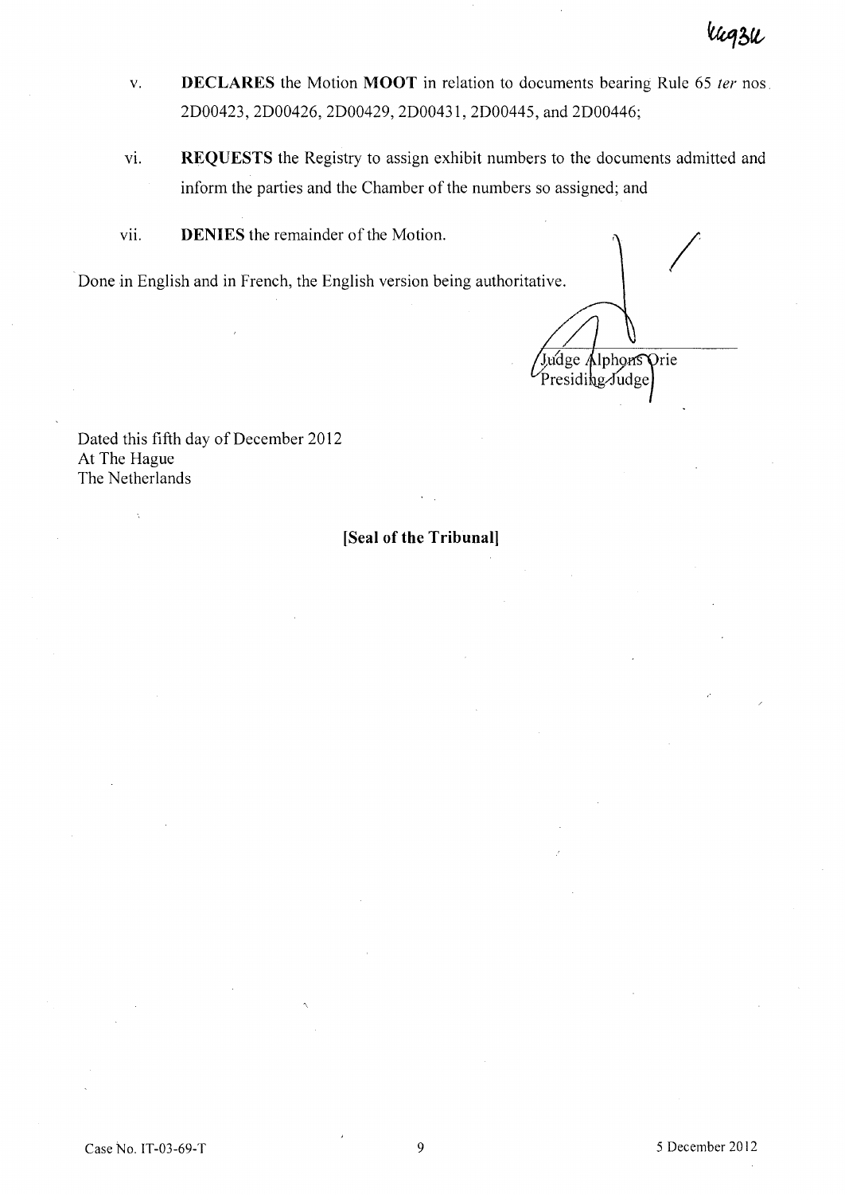v. **DECLARES** the Motion **MOOT** in relation to documents bearing Rule 65 *ter* nos. 2D00423, 2D00426, 2D00429, 2D00431, 2D00445, and 2D00446;

vi. **REQUESTS** the Registry to assign exhibit numbers to the documents admitted and inform the parties and the Chamber of the numbers so assigned; and

vii. **DENIES** the remainder of the Motion.

Done in English and in French, the English version being authoritative.

Judge Alphons Orie
Presiding Judge

Dated this fifth day of December 2012
At The Hague
The Netherlands

**[Seal of the Tribunal]**